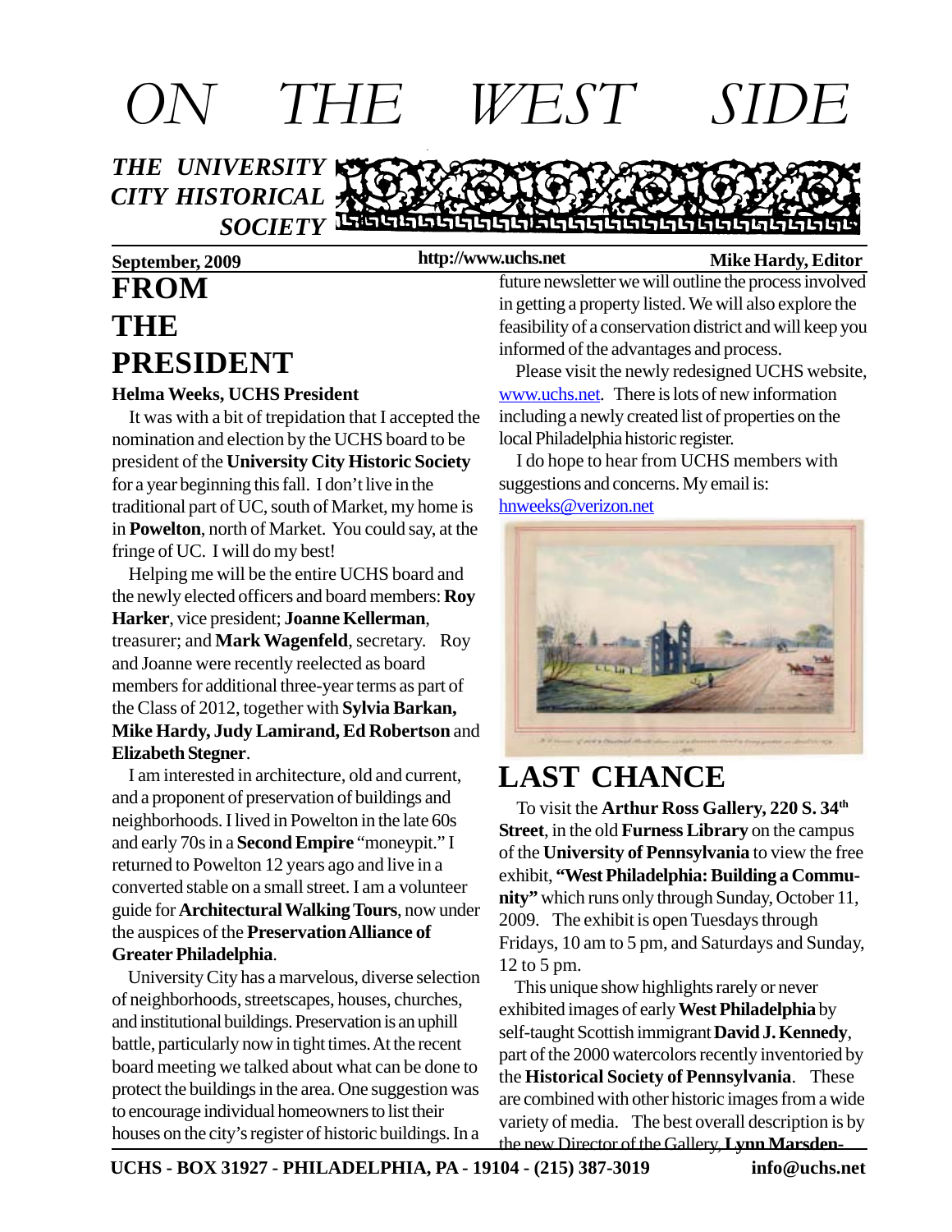# ON THE WEST SIDE

*THE UNIVERSITY CITY HISTORICAL SOCIETY*

**September, 2009** | **http://www.uchs.net** | **Mike Hardy, Editor**

## FROM THE PRESIDENT

**Helma Weeks, UCHS President**

It was with a bit of trepidation that I accepted the nomination and election by the UCHS board to be president of the **University City Historic Society** for a year beginning this fall. I don't live in the traditional part of UC, south of Market, my home is in **Powelton**, north of Market. You could say, at the fringe of UC. I will do my best!

Helping me will be the entire UCHS board and the newly elected officers and board members: **Roy Harker**, vice president; **Joanne Kellerman**, treasurer; and **Mark Wagenfeld**, secretary. Roy and Joanne were recently reelected as board members for additional three-year terms as part of the Class of 2012, together with **Sylvia Barkan, Mike Hardy, Judy Lamirand, Ed Robertson** and **Elizabeth Stegner**.

I am interested in architecture, old and current, and a proponent of preservation of buildings and neighborhoods. I lived in Powelton in the late 60s and early 70s in a **Second Empire** "moneypit." I returned to Powelton 12 years ago and live in a converted stable on a small street. I am a volunteer guide for **Architectural Walking Tours**, now under the auspices of the **Preservation Alliance of Greater Philadelphia**.

University City has a marvelous, diverse selection of neighborhoods, streetscapes, houses, churches, and institutional buildings. Preservation is an uphill battle, particularly now in tight times. At the recent board meeting we talked about what can be done to protect the buildings in the area. One suggestion was to encourage individual homeowners to list their houses on the city's register of historic buildings. In a future newsletter we will outline the process involved in getting a property listed. We will also explore the feasibility of a conservation district and will keep you informed of the advantages and process.

Please visit the newly redesigned UCHS website, www.uchs.net. There is lots of new information including a newly created list of properties on the local Philadelphia historic register.

I do hope to hear from UCHS members with suggestions and concerns. My email is: hnweeks@verizon.net

## LAST CHANCE

To visit the **Arthur Ross Gallery, 220 S. 34th Street**, in the old **Furness Library** on the campus of the **University of Pennsylvania** to view the free exhibit, **"West Philadelphia: Building a Community"** which runs only through Sunday, October 11, 2009. The exhibit is open Tuesdays through Fridays, 10 am to 5 pm, and Saturdays and Sunday, 12 to 5 pm.

This unique show highlights rarely or never exhibited images of early **West Philadelphia** by self-taught Scottish immigrant **David J. Kennedy**, part of the 2000 watercolors recently inventoried by the **Historical Society of Pennsylvania**. These are combined with other historic images from a wide variety of media. The best overall description is by the new Director of the Gallery, **Lynn Marsden-**

UCHS - BOX 31927 - PHILADELPHIA, PA - 19104 - (215) 387-3019 info@uchs.net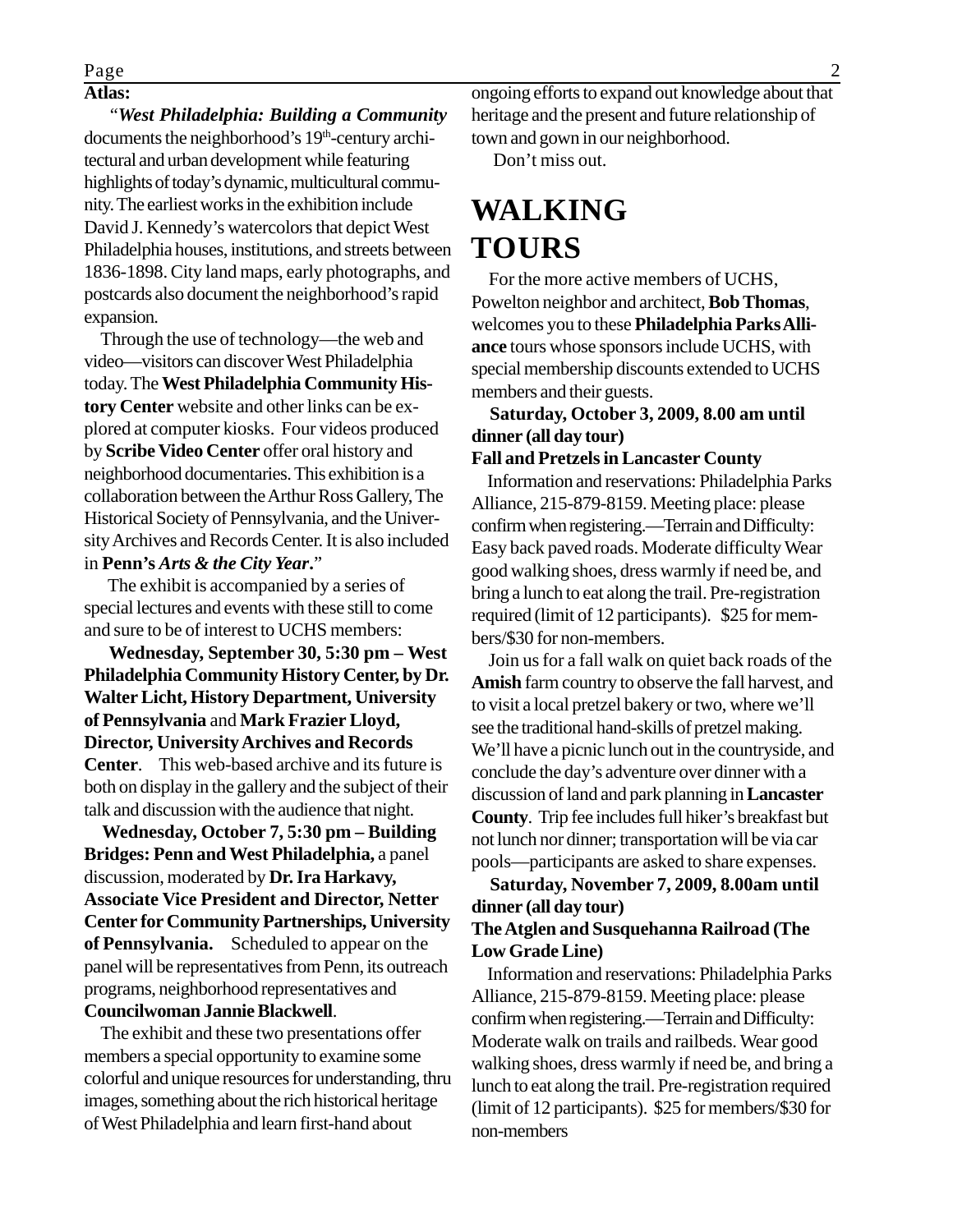**Atlas:**

"***West Philadelphia: Building a Community*** documents the neighborhood's 19th-century architectural and urban development while featuring highlights of today's dynamic, multicultural community. The earliest works in the exhibition include David J. Kennedy's watercolors that depict West Philadelphia houses, institutions, and streets between 1836-1898. City land maps, early photographs, and postcards also document the neighborhood's rapid expansion.

Through the use of technology—the web and video—visitors can discover West Philadelphia today. The **West Philadelphia Community History Center** website and other links can be explored at computer kiosks. Four videos produced by **Scribe Video Center** offer oral history and neighborhood documentaries. This exhibition is a collaboration between the Arthur Ross Gallery, The Historical Society of Pennsylvania, and the University Archives and Records Center. It is also included in **Penn's *Arts & the City Year*.**"

The exhibit is accompanied by a series of special lectures and events with these still to come and sure to be of interest to UCHS members:

**Wednesday, September 30, 5:30 pm – West Philadelphia Community History Center, by Dr. Walter Licht, History Department, University of Pennsylvania** and **Mark Frazier Lloyd, Director, University Archives and Records Center**. This web-based archive and its future is both on display in the gallery and the subject of their talk and discussion with the audience that night.

**Wednesday, October 7, 5:30 pm – Building Bridges: Penn and West Philadelphia,** a panel discussion, moderated by **Dr. Ira Harkavy, Associate Vice President and Director, Netter Center for Community Partnerships, University of Pennsylvania.** Scheduled to appear on the panel will be representatives from Penn, its outreach programs, neighborhood representatives and **Councilwoman Jannie Blackwell**.

The exhibit and these two presentations offer members a special opportunity to examine some colorful and unique resources for understanding, thru images, something about the rich historical heritage of West Philadelphia and learn first-hand about ongoing efforts to expand out knowledge about that heritage and the present and future relationship of town and gown in our neighborhood.

Don't miss out.

# WALKING TOURS

For the more active members of UCHS, Powelton neighbor and architect, **Bob Thomas**, welcomes you to these **Philadelphia Parks Alliance** tours whose sponsors include UCHS, with special membership discounts extended to UCHS members and their guests.

**Saturday, October 3, 2009, 8.00 am until dinner (all day tour)**
**Fall and Pretzels in Lancaster County**

Information and reservations: Philadelphia Parks Alliance, 215-879-8159. Meeting place: please confirm when registering.—Terrain and Difficulty: Easy back paved roads. Moderate difficulty Wear good walking shoes, dress warmly if need be, and bring a lunch to eat along the trail. Pre-registration required (limit of 12 participants). $25 for members/$30 for non-members.

Join us for a fall walk on quiet back roads of the **Amish** farm country to observe the fall harvest, and to visit a local pretzel bakery or two, where we'll see the traditional hand-skills of pretzel making. We'll have a picnic lunch out in the countryside, and conclude the day's adventure over dinner with a discussion of land and park planning in **Lancaster County**. Trip fee includes full hiker's breakfast but not lunch nor dinner; transportation will be via car pools—participants are asked to share expenses.

**Saturday, November 7, 2009, 8.00am until dinner (all day tour)**
**The Atglen and Susquehanna Railroad (The Low Grade Line)**

Information and reservations: Philadelphia Parks Alliance, 215-879-8159. Meeting place: please confirm when registering.—Terrain and Difficulty: Moderate walk on trails and railbeds. Wear good walking shoes, dress warmly if need be, and bring a lunch to eat along the trail. Pre-registration required (limit of 12 participants). $25 for members/$30 for non-members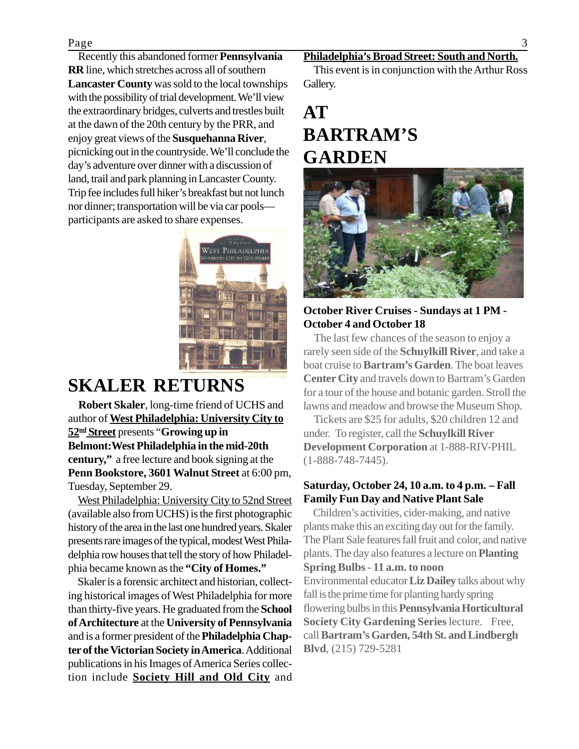Recently this abandoned former **Pennsylvania RR** line, which stretches across all of southern **Lancaster County** was sold to the local townships with the possibility of trial development. We'll view the extraordinary bridges, culverts and trestles built at the dawn of the 20th century by the PRR, and enjoy great views of the **Susquehanna River**, picnicking out in the countryside. We'll conclude the day's adventure over dinner with a discussion of land, trail and park planning in Lancaster County. Trip fee includes full hiker's breakfast but not lunch nor dinner; transportation will be via car pools—participants are asked to share expenses.

# SKALER RETURNS

**Robert Skaler**, long-time friend of UCHS and author of **West Philadelphia: University City to 52nd Street** presents "**Growing up in Belmont: West Philadelphia in the mid-20th century,"** a free lecture and book signing at the **Penn Bookstore, 3601 Walnut Street** at 6:00 pm, Tuesday, September 29.

West Philadelphia: University City to 52nd Street (available also from UCHS) is the first photographic history of the area in the last one hundred years. Skaler presents rare images of the typical, modest West Philadelphia row houses that tell the story of how Philadelphia became known as the **"City of Homes."**

Skaler is a forensic architect and historian, collecting historical images of West Philadelphia for more than thirty-five years. He graduated from the **School of Architecture** at the **University of Pennsylvania** and is a former president of the **Philadelphia Chapter of the Victorian Society in America**. Additional publications in his Images of America Series collection include **Society Hill and Old City** and **Philadelphia's Broad Street: South and North.**

This event is in conjunction with the Arthur Ross Gallery.

# AT BARTRAM'S GARDEN

**October River Cruises - Sundays at 1 PM - October 4 and October 18**

The last few chances of the season to enjoy a rarely seen side of the **Schuylkill River**, and take a boat cruise to **Bartram's Garden**. The boat leaves **Center City** and travels down to Bartram's Garden for a tour of the house and botanic garden. Stroll the lawns and meadow and browse the Museum Shop.

Tickets are $25 for adults, $20 children 12 and under. To register, call the **Schuylkill River Development Corporation** at 1-888-RIV-PHIL (1-888-748-7445).

**Saturday, October 24, 10 a.m. to 4 p.m. – Fall Family Fun Day and Native Plant Sale**

Children's activities, cider-making, and native plants make this an exciting day out for the family. The Plant Sale features fall fruit and color, and native plants. The day also features a lecture on **Planting Spring Bulbs - 11 a.m. to noon**

Environmental educator **Liz Dailey** talks about why fall is the prime time for planting hardy spring flowering bulbs in this **Pennsylvania Horticultural Society City Gardening Series** lecture. Free, call **Bartram's Garden, 54th St. and Lindbergh Blvd**, (215) 729-5281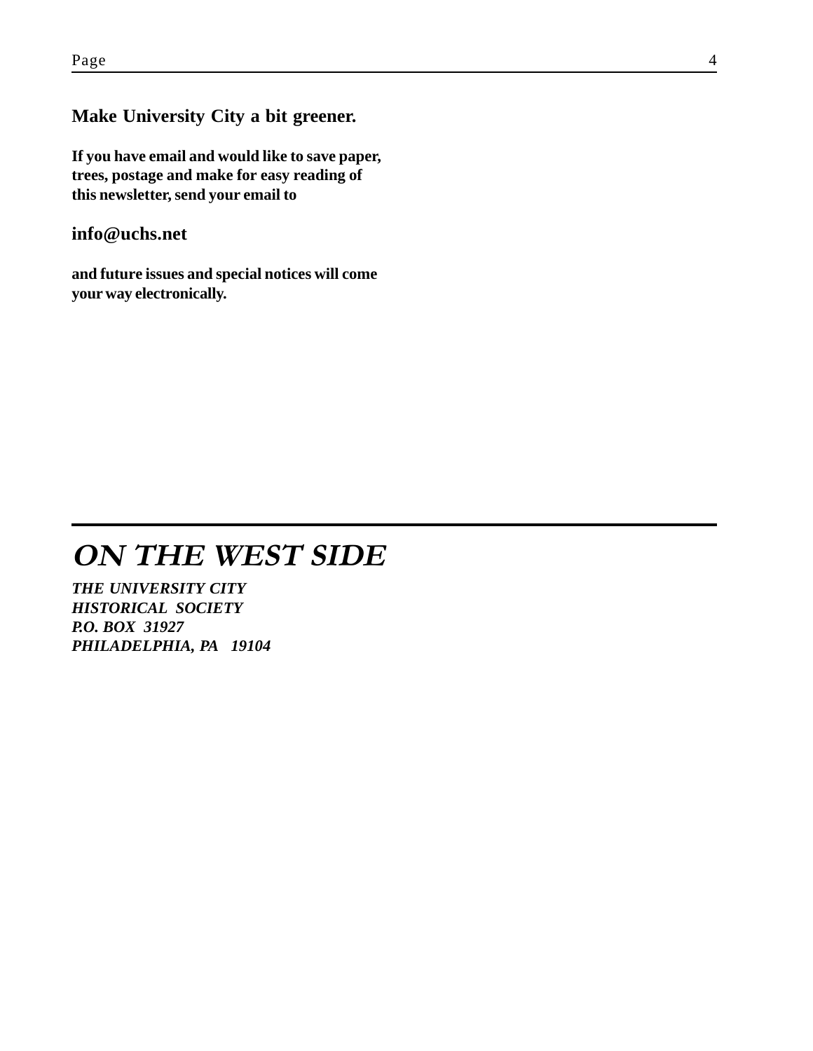## Make University City a bit greener.

**If you have email and would like to save paper, trees, postage and make for easy reading of this newsletter, send your email to**

**info@uchs.net**

**and future issues and special notices will come your way electronically.**

# *ON THE WEST SIDE*

***THE UNIVERSITY CITY HISTORICAL SOCIETY***
***P.O. BOX 31927***
***PHILADELPHIA, PA 19104***